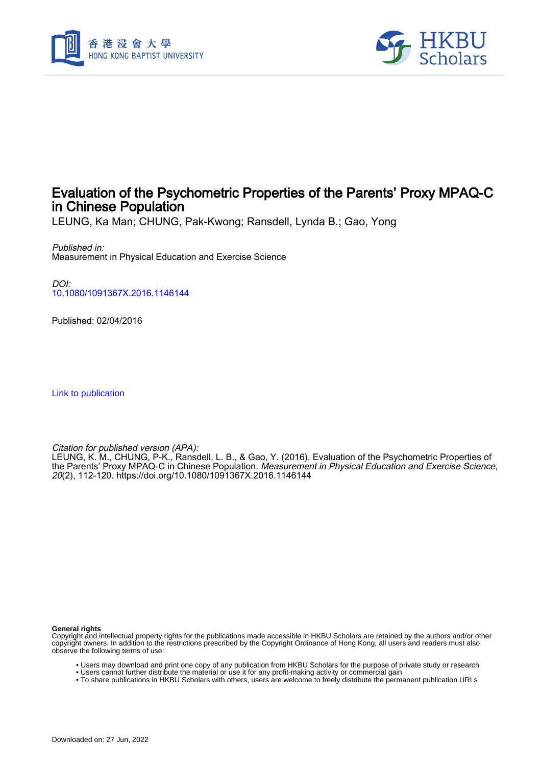# Evaluation of the Psychometric Properties of the Parents' Proxy MPAQ-C in Chinese Population

LEUNG, Ka Man; CHUNG, Pak-Kwong; Ransdell, Lynda B.; Gao, Yong

*Published in:*
Measurement in Physical Education and Exercise Science

*DOI:*
10.1080/1091367X.2016.1146144

Published: 02/04/2016

Link to publication

*Citation for published version (APA):*
LEUNG, K. M., CHUNG, P-K., Ransdell, L. B., & Gao, Y. (2016). Evaluation of the Psychometric Properties of the Parents' Proxy MPAQ-C in Chinese Population. *Measurement in Physical Education and Exercise Science*, *20*(2), 112-120. https://doi.org/10.1080/1091367X.2016.1146144

**General rights**
Copyright and intellectual property rights for the publications made accessible in HKBU Scholars are retained by the authors and/or other copyright owners. In addition to the restrictions prescribed by the Copyright Ordinance of Hong Kong, all users and readers must also observe the following terms of use:

- Users may download and print one copy of any publication from HKBU Scholars for the purpose of private study or research
- Users cannot further distribute the material or use it for any profit-making activity or commercial gain
- To share publications in HKBU Scholars with others, users are welcome to freely distribute the permanent publication URLs

Downloaded on: 27 Jun, 2022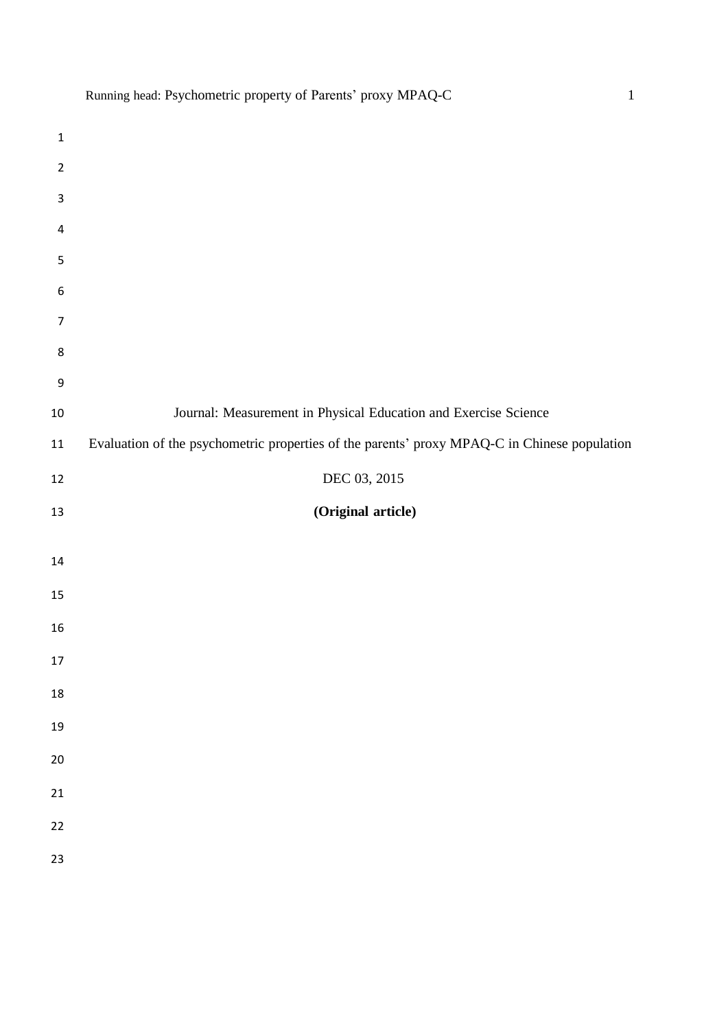Journal: Measurement in Physical Education and Exercise Science

Evaluation of the psychometric properties of the parents' proxy MPAQ-C in Chinese population

DEC 03, 2015

**(Original article)**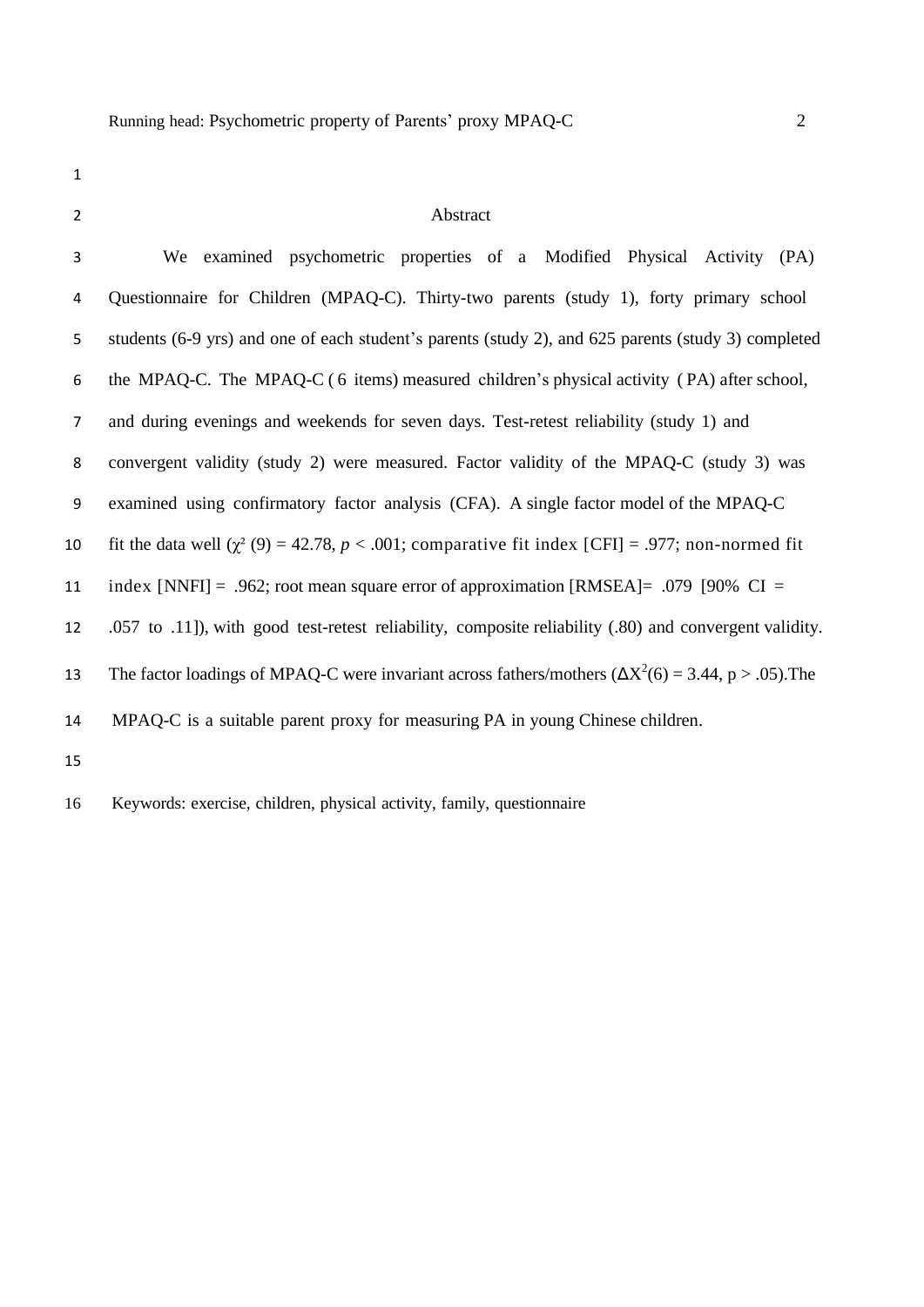## Abstract

We examined psychometric properties of a Modified Physical Activity (PA) Questionnaire for Children (MPAQ-C). Thirty-two parents (study 1), forty primary school students (6-9 yrs) and one of each student's parents (study 2), and 625 parents (study 3) completed the MPAQ-C. The MPAQ-C ( 6 items) measured children's physical activity ( PA) after school, and during evenings and weekends for seven days. Test-retest reliability (study 1) and convergent validity (study 2) were measured. Factor validity of the MPAQ-C (study 3) was examined using confirmatory factor analysis (CFA). A single factor model of the MPAQ-C fit the data well ($\chi^2$ (9) = 42.78, $p$ < .001; comparative fit index [CFI] = .977; non-normed fit index [NNFI] = .962; root mean square error of approximation [RMSEA]= .079 [90% CI = .057 to .11]), with good test-retest reliability, composite reliability (.80) and convergent validity. The factor loadings of MPAQ-C were invariant across fathers/mothers ($\Delta X^2(6) = 3.44$, p > .05).The MPAQ-C is a suitable parent proxy for measuring PA in young Chinese children.

Keywords: exercise, children, physical activity, family, questionnaire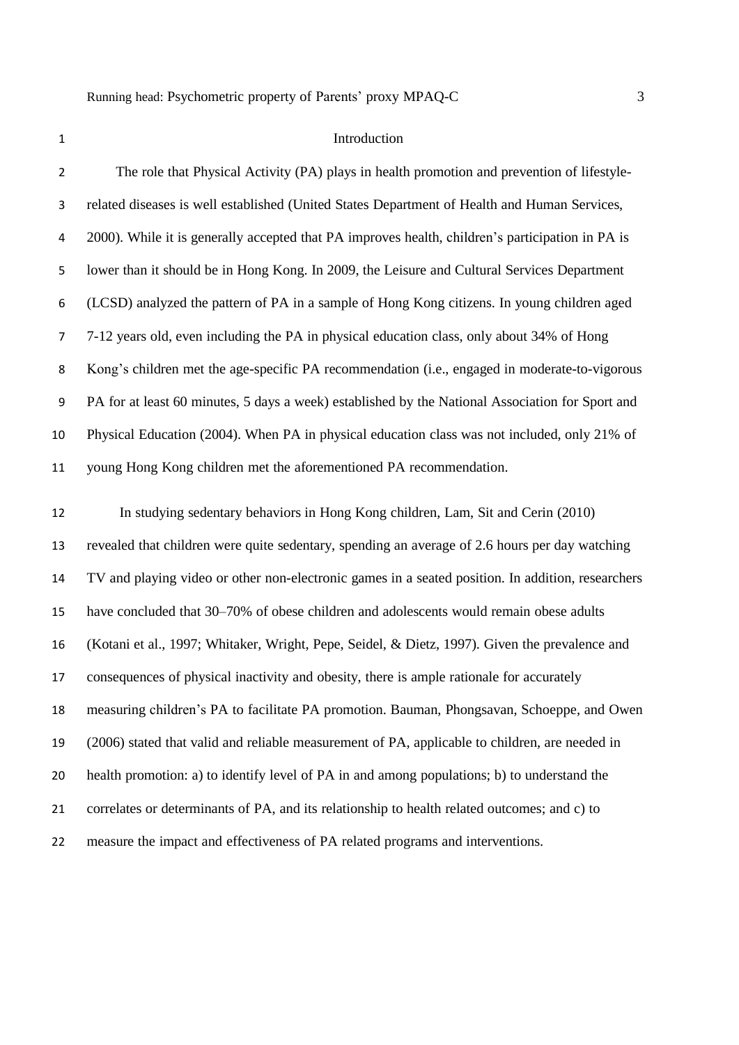# Introduction

The role that Physical Activity (PA) plays in health promotion and prevention of lifestyle-related diseases is well established (United States Department of Health and Human Services, 2000). While it is generally accepted that PA improves health, children's participation in PA is lower than it should be in Hong Kong. In 2009, the Leisure and Cultural Services Department (LCSD) analyzed the pattern of PA in a sample of Hong Kong citizens. In young children aged 7-12 years old, even including the PA in physical education class, only about 34% of Hong Kong's children met the age-specific PA recommendation (i.e., engaged in moderate-to-vigorous PA for at least 60 minutes, 5 days a week) established by the National Association for Sport and Physical Education (2004). When PA in physical education class was not included, only 21% of young Hong Kong children met the aforementioned PA recommendation.

In studying sedentary behaviors in Hong Kong children, Lam, Sit and Cerin (2010) revealed that children were quite sedentary, spending an average of 2.6 hours per day watching TV and playing video or other non-electronic games in a seated position. In addition, researchers have concluded that 30–70% of obese children and adolescents would remain obese adults (Kotani et al., 1997; Whitaker, Wright, Pepe, Seidel, & Dietz, 1997). Given the prevalence and consequences of physical inactivity and obesity, there is ample rationale for accurately measuring children's PA to facilitate PA promotion. Bauman, Phongsavan, Schoeppe, and Owen (2006) stated that valid and reliable measurement of PA, applicable to children, are needed in health promotion: a) to identify level of PA in and among populations; b) to understand the correlates or determinants of PA, and its relationship to health related outcomes; and c) to measure the impact and effectiveness of PA related programs and interventions.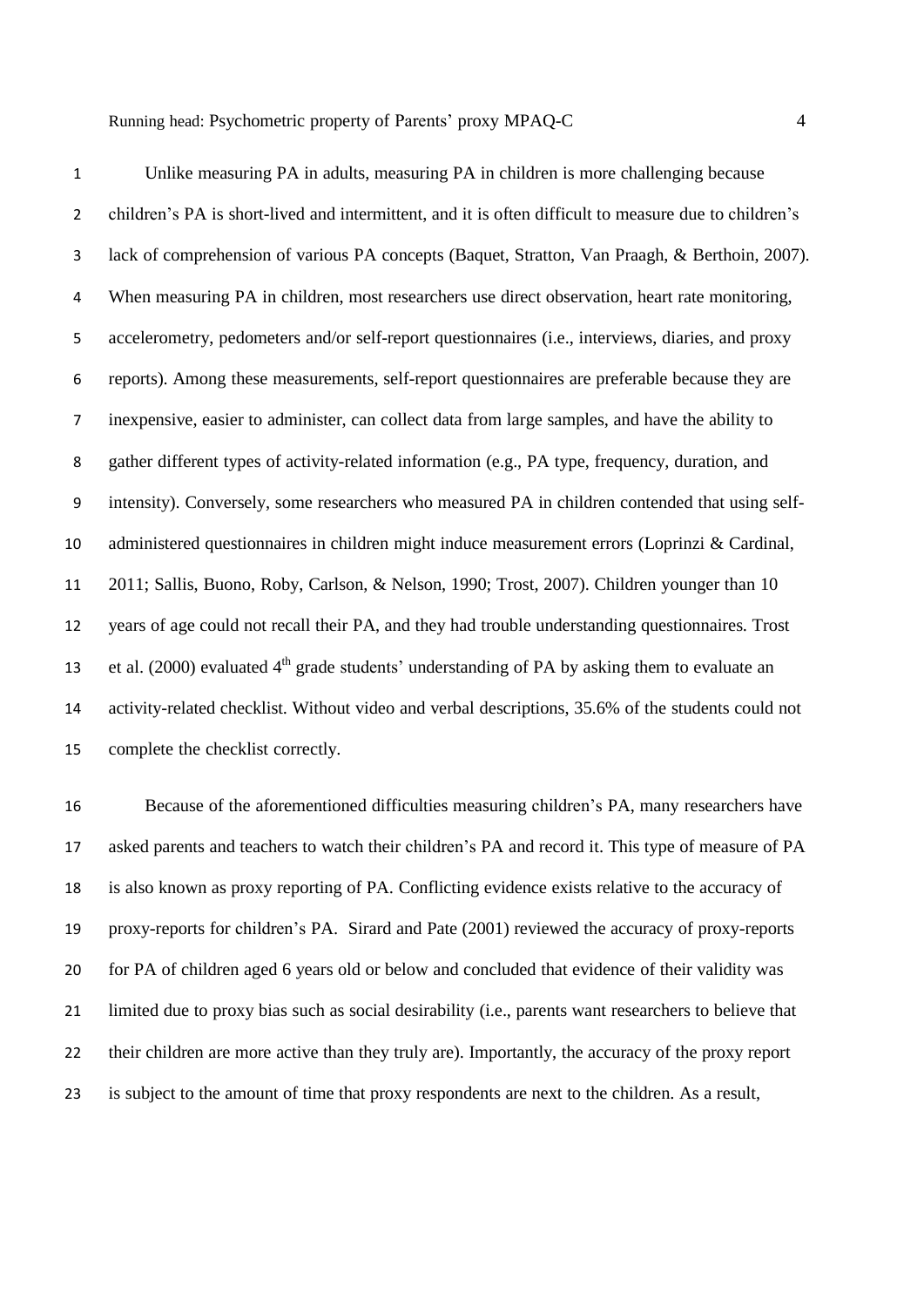Unlike measuring PA in adults, measuring PA in children is more challenging because children's PA is short-lived and intermittent, and it is often difficult to measure due to children's lack of comprehension of various PA concepts (Baquet, Stratton, Van Praagh, & Berthoin, 2007). When measuring PA in children, most researchers use direct observation, heart rate monitoring, accelerometry, pedometers and/or self-report questionnaires (i.e., interviews, diaries, and proxy reports). Among these measurements, self-report questionnaires are preferable because they are inexpensive, easier to administer, can collect data from large samples, and have the ability to gather different types of activity-related information (e.g., PA type, frequency, duration, and intensity). Conversely, some researchers who measured PA in children contended that using self-administered questionnaires in children might induce measurement errors (Loprinzi & Cardinal, 2011; Sallis, Buono, Roby, Carlson, & Nelson, 1990; Trost, 2007). Children younger than 10 years of age could not recall their PA, and they had trouble understanding questionnaires. Trost et al. (2000) evaluated 4th grade students' understanding of PA by asking them to evaluate an activity-related checklist. Without video and verbal descriptions, 35.6% of the students could not complete the checklist correctly.

Because of the aforementioned difficulties measuring children's PA, many researchers have asked parents and teachers to watch their children's PA and record it. This type of measure of PA is also known as proxy reporting of PA. Conflicting evidence exists relative to the accuracy of proxy-reports for children's PA. Sirard and Pate (2001) reviewed the accuracy of proxy-reports for PA of children aged 6 years old or below and concluded that evidence of their validity was limited due to proxy bias such as social desirability (i.e., parents want researchers to believe that their children are more active than they truly are). Importantly, the accuracy of the proxy report is subject to the amount of time that proxy respondents are next to the children. As a result,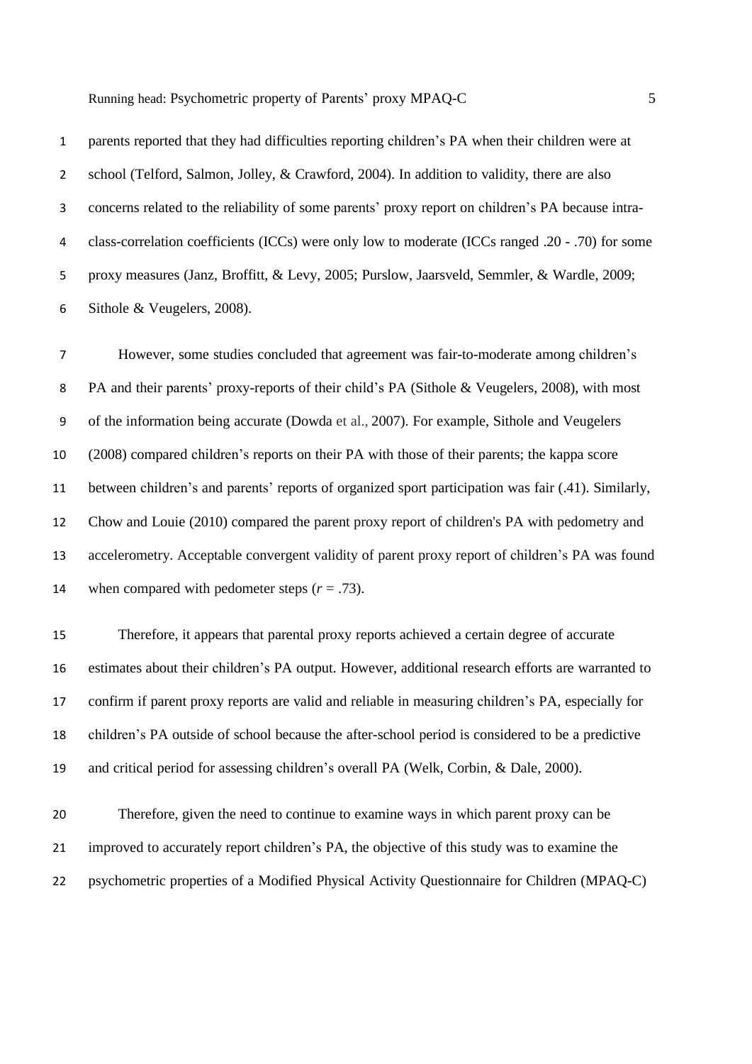parents reported that they had difficulties reporting children's PA when their children were at school (Telford, Salmon, Jolley, & Crawford, 2004). In addition to validity, there are also concerns related to the reliability of some parents' proxy report on children's PA because intra-class-correlation coefficients (ICCs) were only low to moderate (ICCs ranged .20 - .70) for some proxy measures (Janz, Broffitt, & Levy, 2005; Purslow, Jaarsveld, Semmler, & Wardle, 2009; Sithole & Veugelers, 2008).

However, some studies concluded that agreement was fair-to-moderate among children's PA and their parents' proxy-reports of their child's PA (Sithole & Veugelers, 2008), with most of the information being accurate (Dowda et al., 2007). For example, Sithole and Veugelers (2008) compared children's reports on their PA with those of their parents; the kappa score between children's and parents' reports of organized sport participation was fair (.41). Similarly, Chow and Louie (2010) compared the parent proxy report of children's PA with pedometry and accelerometry. Acceptable convergent validity of parent proxy report of children's PA was found when compared with pedometer steps ($r$ = .73).

Therefore, it appears that parental proxy reports achieved a certain degree of accurate estimates about their children's PA output. However, additional research efforts are warranted to confirm if parent proxy reports are valid and reliable in measuring children's PA, especially for children's PA outside of school because the after-school period is considered to be a predictive and critical period for assessing children's overall PA (Welk, Corbin, & Dale, 2000).

Therefore, given the need to continue to examine ways in which parent proxy can be improved to accurately report children's PA, the objective of this study was to examine the psychometric properties of a Modified Physical Activity Questionnaire for Children (MPAQ-C)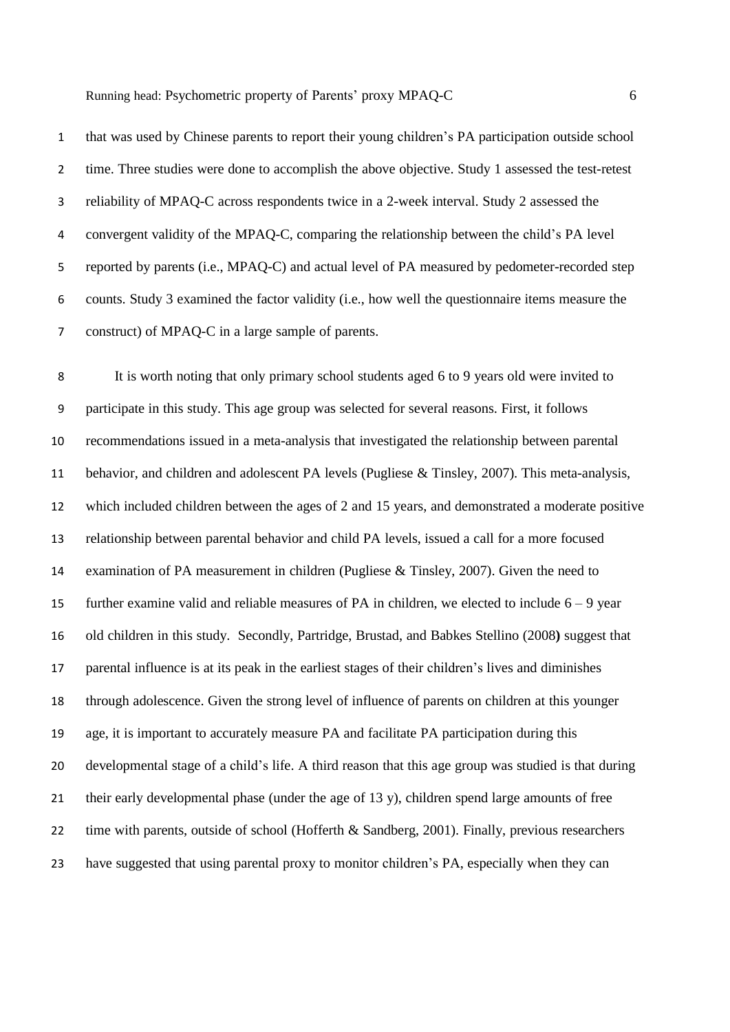that was used by Chinese parents to report their young children's PA participation outside school time. Three studies were done to accomplish the above objective. Study 1 assessed the test-retest reliability of MPAQ-C across respondents twice in a 2-week interval. Study 2 assessed the convergent validity of the MPAQ-C, comparing the relationship between the child's PA level reported by parents (i.e., MPAQ-C) and actual level of PA measured by pedometer-recorded step counts. Study 3 examined the factor validity (i.e., how well the questionnaire items measure the construct) of MPAQ-C in a large sample of parents.

It is worth noting that only primary school students aged 6 to 9 years old were invited to participate in this study. This age group was selected for several reasons. First, it follows recommendations issued in a meta-analysis that investigated the relationship between parental behavior, and children and adolescent PA levels (Pugliese & Tinsley, 2007). This meta-analysis, which included children between the ages of 2 and 15 years, and demonstrated a moderate positive relationship between parental behavior and child PA levels, issued a call for a more focused examination of PA measurement in children (Pugliese & Tinsley, 2007). Given the need to further examine valid and reliable measures of PA in children, we elected to include 6 – 9 year old children in this study. Secondly, Partridge, Brustad, and Babkes Stellino (2008**)** suggest that parental influence is at its peak in the earliest stages of their children's lives and diminishes through adolescence. Given the strong level of influence of parents on children at this younger age, it is important to accurately measure PA and facilitate PA participation during this developmental stage of a child's life. A third reason that this age group was studied is that during their early developmental phase (under the age of 13 y), children spend large amounts of free time with parents, outside of school (Hofferth & Sandberg, 2001). Finally, previous researchers have suggested that using parental proxy to monitor children's PA, especially when they can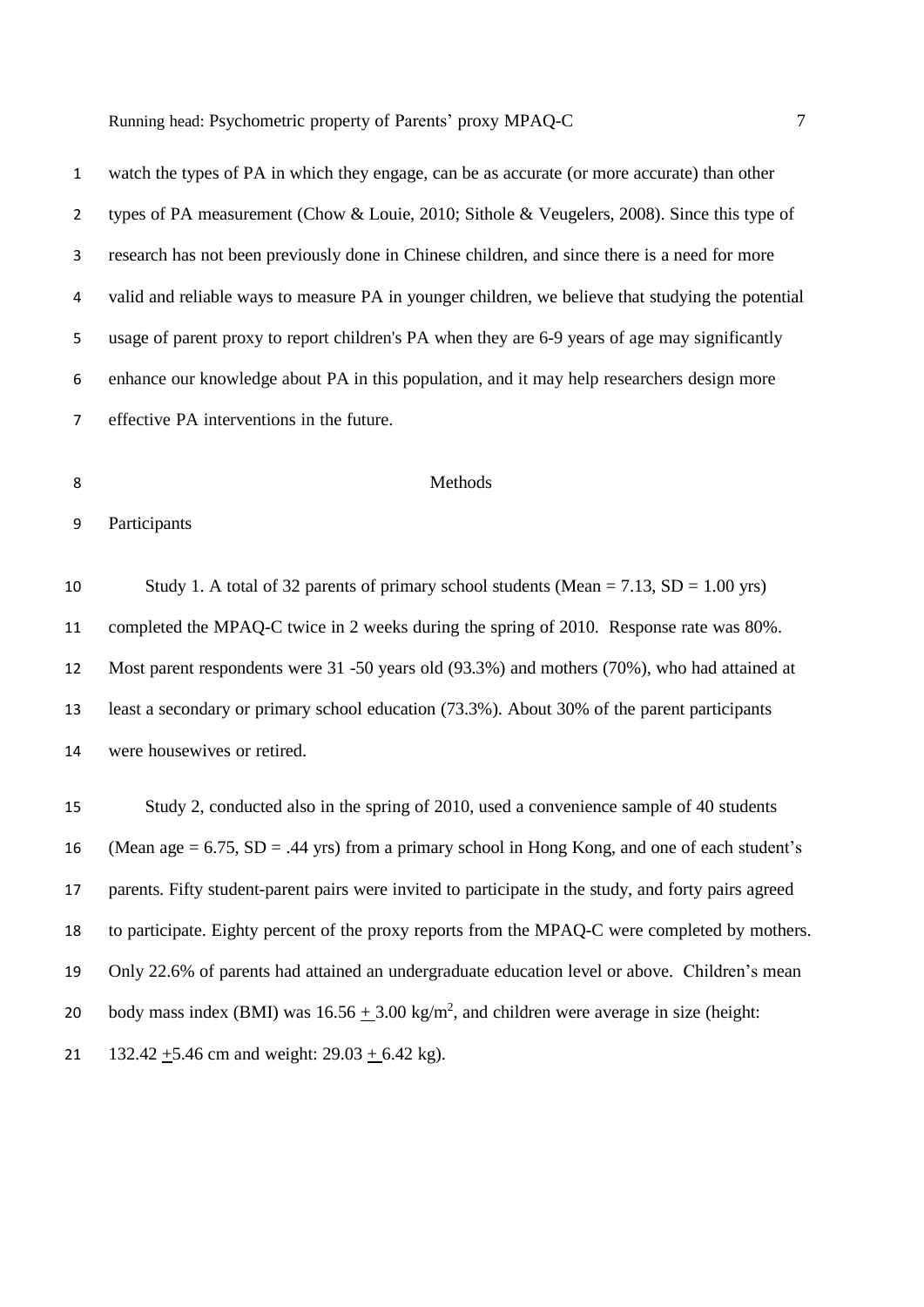watch the types of PA in which they engage, can be as accurate (or more accurate) than other types of PA measurement (Chow & Louie, 2010; Sithole & Veugelers, 2008). Since this type of research has not been previously done in Chinese children, and since there is a need for more valid and reliable ways to measure PA in younger children, we believe that studying the potential usage of parent proxy to report children's PA when they are 6-9 years of age may significantly enhance our knowledge about PA in this population, and it may help researchers design more effective PA interventions in the future.

## Methods

### Participants

Study 1. A total of 32 parents of primary school students (Mean = 7.13, SD = 1.00 yrs) completed the MPAQ-C twice in 2 weeks during the spring of 2010. Response rate was 80%. Most parent respondents were 31 -50 years old (93.3%) and mothers (70%), who had attained at least a secondary or primary school education (73.3%). About 30% of the parent participants were housewives or retired.

Study 2, conducted also in the spring of 2010, used a convenience sample of 40 students (Mean age = 6.75, SD = .44 yrs) from a primary school in Hong Kong, and one of each student's parents. Fifty student-parent pairs were invited to participate in the study, and forty pairs agreed to participate. Eighty percent of the proxy reports from the MPAQ-C were completed by mothers. Only 22.6% of parents had attained an undergraduate education level or above. Children's mean body mass index (BMI) was $16.56 \pm 3.00$ kg/m$^2$, and children were average in size (height: $132.42 \pm 5.46$ cm and weight: $29.03 \pm 6.42$ kg).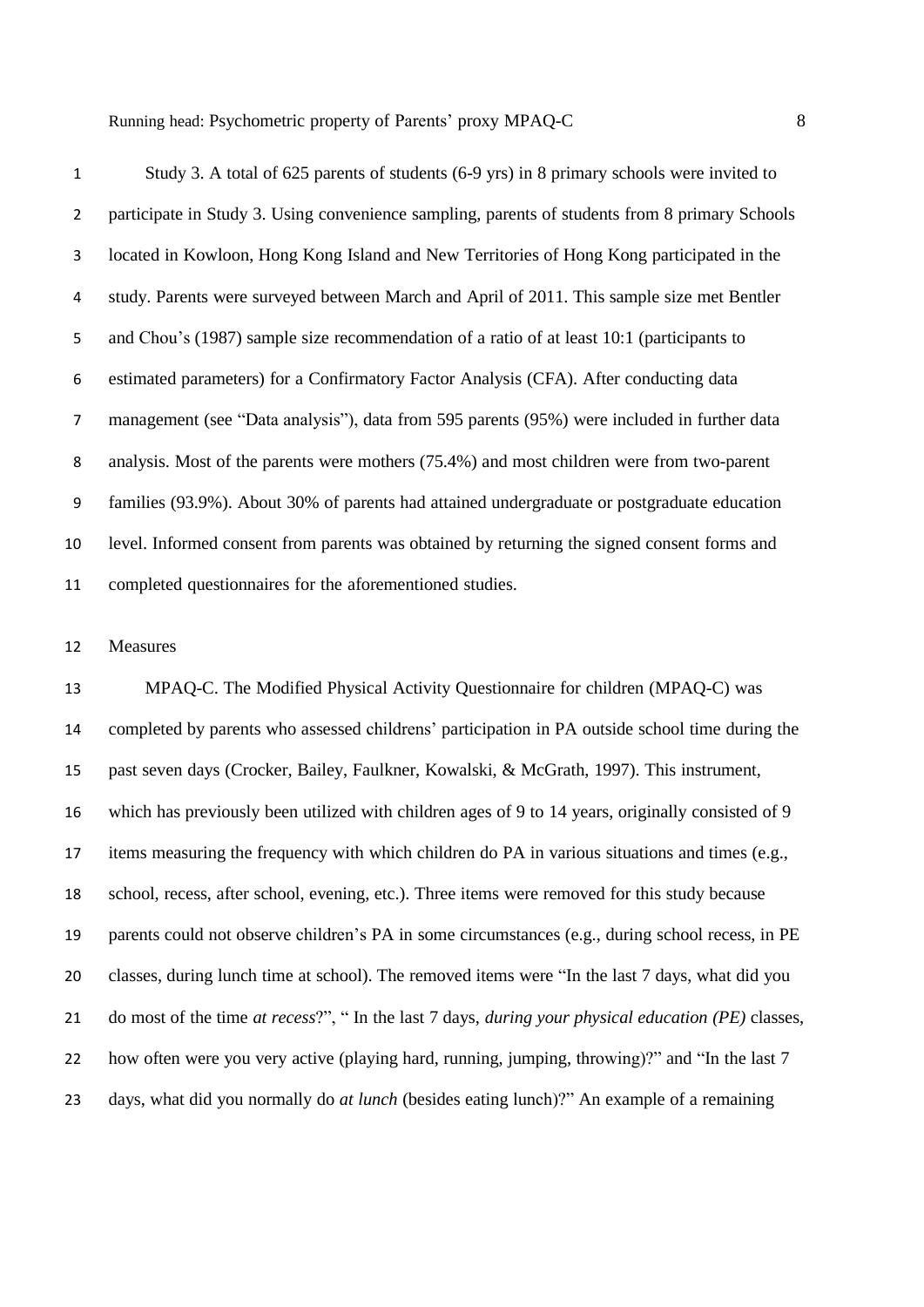Study 3. A total of 625 parents of students (6-9 yrs) in 8 primary schools were invited to participate in Study 3. Using convenience sampling, parents of students from 8 primary Schools located in Kowloon, Hong Kong Island and New Territories of Hong Kong participated in the study. Parents were surveyed between March and April of 2011. This sample size met Bentler and Chou's (1987) sample size recommendation of a ratio of at least 10:1 (participants to estimated parameters) for a Confirmatory Factor Analysis (CFA). After conducting data management (see "Data analysis"), data from 595 parents (95%) were included in further data analysis. Most of the parents were mothers (75.4%) and most children were from two-parent families (93.9%). About 30% of parents had attained undergraduate or postgraduate education level. Informed consent from parents was obtained by returning the signed consent forms and completed questionnaires for the aforementioned studies.

## Measures

MPAQ-C. The Modified Physical Activity Questionnaire for children (MPAQ-C) was completed by parents who assessed childrens' participation in PA outside school time during the past seven days (Crocker, Bailey, Faulkner, Kowalski, & McGrath, 1997). This instrument, which has previously been utilized with children ages of 9 to 14 years, originally consisted of 9 items measuring the frequency with which children do PA in various situations and times (e.g., school, recess, after school, evening, etc.). Three items were removed for this study because parents could not observe children's PA in some circumstances (e.g., during school recess, in PE classes, during lunch time at school). The removed items were "In the last 7 days, what did you do most of the time *at recess*?", " In the last 7 days, *during your physical education (PE)* classes, how often were you very active (playing hard, running, jumping, throwing)?" and "In the last 7 days, what did you normally do *at lunch* (besides eating lunch)?" An example of a remaining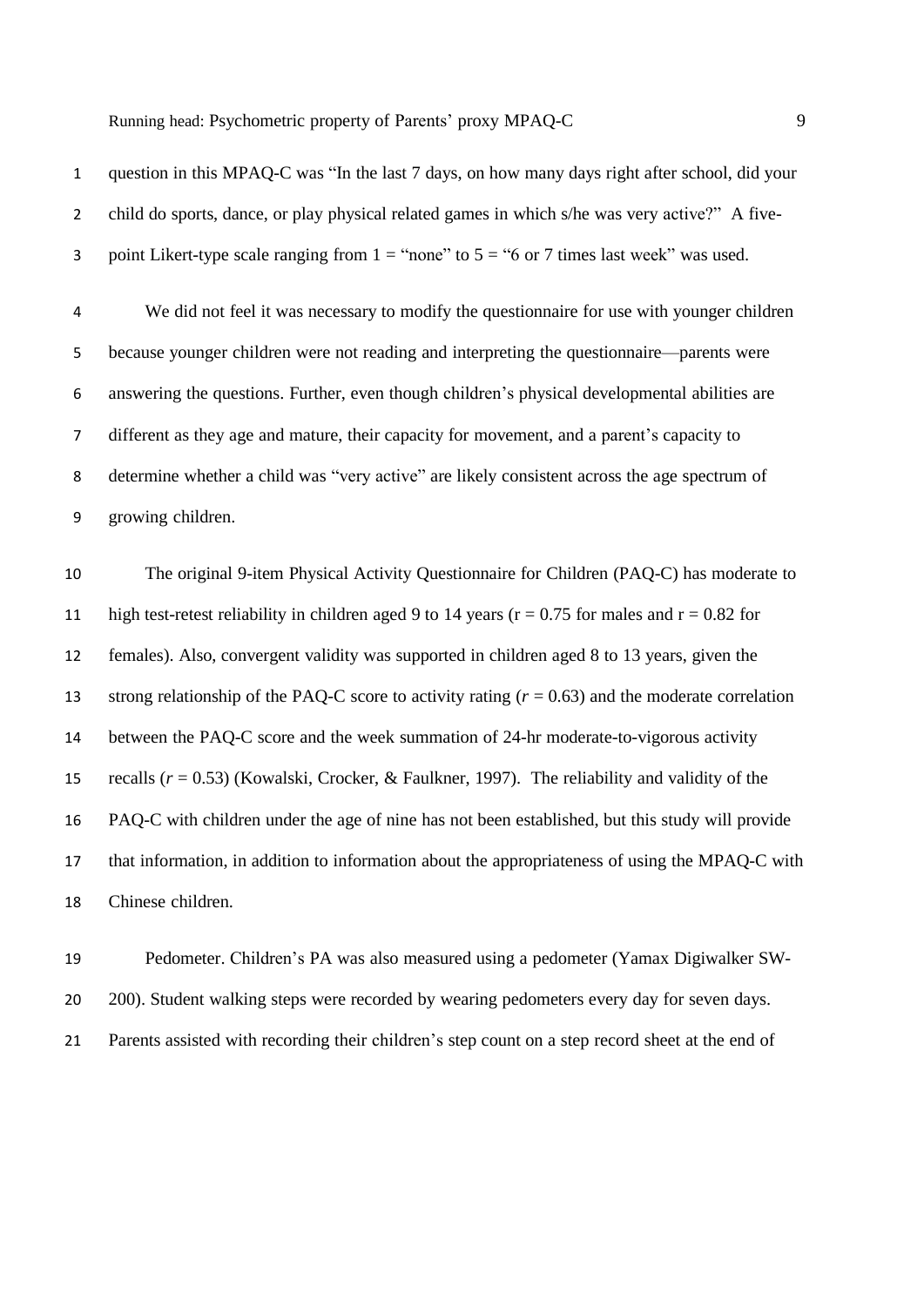question in this MPAQ-C was “In the last 7 days, on how many days right after school, did your child do sports, dance, or play physical related games in which s/he was very active?” A five-point Likert-type scale ranging from 1 = “none” to 5 = “6 or 7 times last week” was used.

We did not feel it was necessary to modify the questionnaire for use with younger children because younger children were not reading and interpreting the questionnaire—parents were answering the questions. Further, even though children’s physical developmental abilities are different as they age and mature, their capacity for movement, and a parent’s capacity to determine whether a child was “very active” are likely consistent across the age spectrum of growing children.

The original 9-item Physical Activity Questionnaire for Children (PAQ-C) has moderate to high test-retest reliability in children aged 9 to 14 years ($r = 0.75$ for males and $r = 0.82$ for females). Also, convergent validity was supported in children aged 8 to 13 years, given the strong relationship of the PAQ-C score to activity rating ($r = 0.63$) and the moderate correlation between the PAQ-C score and the week summation of 24-hr moderate-to-vigorous activity recalls ($r = 0.53$) (Kowalski, Crocker, & Faulkner, 1997). The reliability and validity of the PAQ-C with children under the age of nine has not been established, but this study will provide that information, in addition to information about the appropriateness of using the MPAQ-C with Chinese children.

Pedometer. Children’s PA was also measured using a pedometer (Yamax Digiwalker SW-200). Student walking steps were recorded by wearing pedometers every day for seven days. Parents assisted with recording their children’s step count on a step record sheet at the end of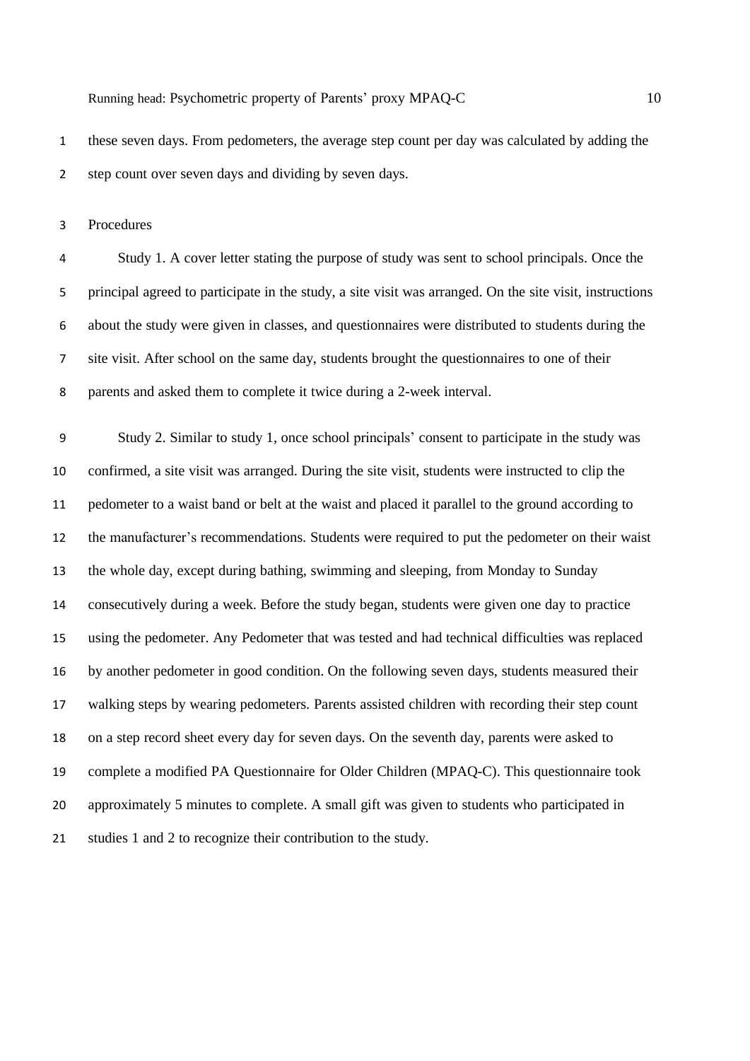these seven days. From pedometers, the average step count per day was calculated by adding the step count over seven days and dividing by seven days.

## Procedures

Study 1. A cover letter stating the purpose of study was sent to school principals. Once the principal agreed to participate in the study, a site visit was arranged. On the site visit, instructions about the study were given in classes, and questionnaires were distributed to students during the site visit. After school on the same day, students brought the questionnaires to one of their parents and asked them to complete it twice during a 2-week interval.

Study 2. Similar to study 1, once school principals' consent to participate in the study was confirmed, a site visit was arranged. During the site visit, students were instructed to clip the pedometer to a waist band or belt at the waist and placed it parallel to the ground according to the manufacturer's recommendations. Students were required to put the pedometer on their waist the whole day, except during bathing, swimming and sleeping, from Monday to Sunday consecutively during a week. Before the study began, students were given one day to practice using the pedometer. Any Pedometer that was tested and had technical difficulties was replaced by another pedometer in good condition. On the following seven days, students measured their walking steps by wearing pedometers. Parents assisted children with recording their step count on a step record sheet every day for seven days. On the seventh day, parents were asked to complete a modified PA Questionnaire for Older Children (MPAQ-C). This questionnaire took approximately 5 minutes to complete. A small gift was given to students who participated in studies 1 and 2 to recognize their contribution to the study.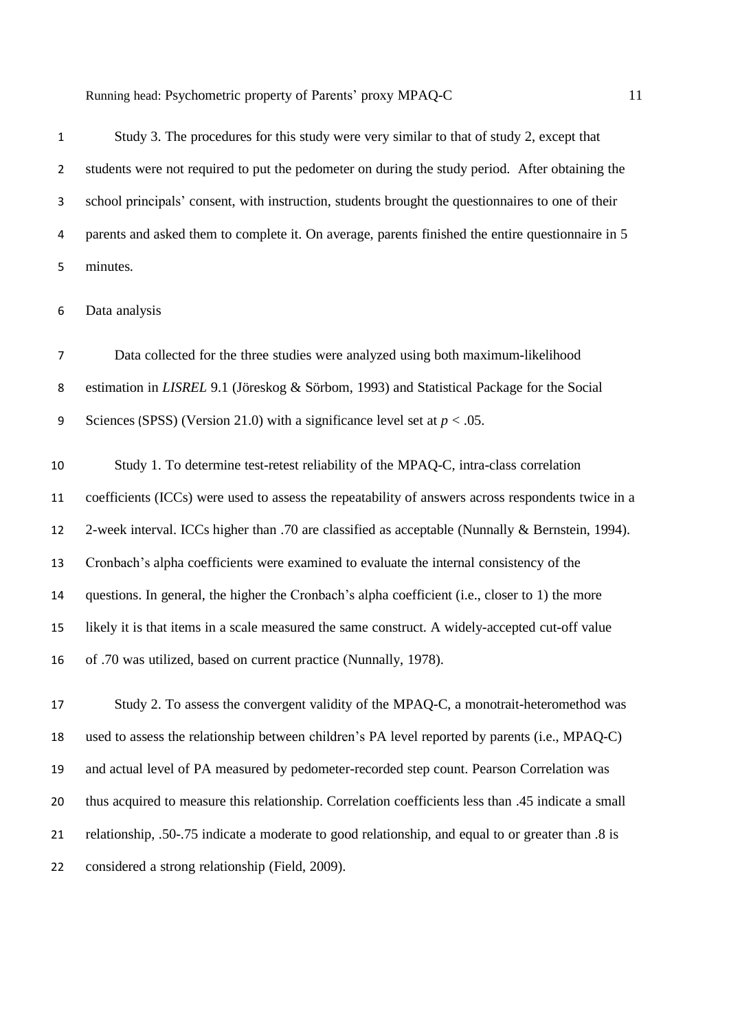Study 3. The procedures for this study were very similar to that of study 2, except that students were not required to put the pedometer on during the study period. After obtaining the school principals' consent, with instruction, students brought the questionnaires to one of their parents and asked them to complete it. On average, parents finished the entire questionnaire in 5 minutes.

Data analysis

Data collected for the three studies were analyzed using both maximum-likelihood estimation in *LISREL* 9.1 (Jöreskog & Sörbom, 1993) and Statistical Package for the Social Sciences (SPSS) (Version 21.0) with a significance level set at $p < .05$.

Study 1. To determine test-retest reliability of the MPAQ-C, intra-class correlation coefficients (ICCs) were used to assess the repeatability of answers across respondents twice in a 2-week interval. ICCs higher than .70 are classified as acceptable (Nunnally & Bernstein, 1994). Cronbach's alpha coefficients were examined to evaluate the internal consistency of the questions. In general, the higher the Cronbach's alpha coefficient (i.e., closer to 1) the more likely it is that items in a scale measured the same construct. A widely-accepted cut-off value of .70 was utilized, based on current practice (Nunnally, 1978).

Study 2. To assess the convergent validity of the MPAQ-C, a monotrait-heteromethod was used to assess the relationship between children's PA level reported by parents (i.e., MPAQ-C) and actual level of PA measured by pedometer-recorded step count. Pearson Correlation was thus acquired to measure this relationship. Correlation coefficients less than .45 indicate a small relationship, .50-.75 indicate a moderate to good relationship, and equal to or greater than .8 is considered a strong relationship (Field, 2009).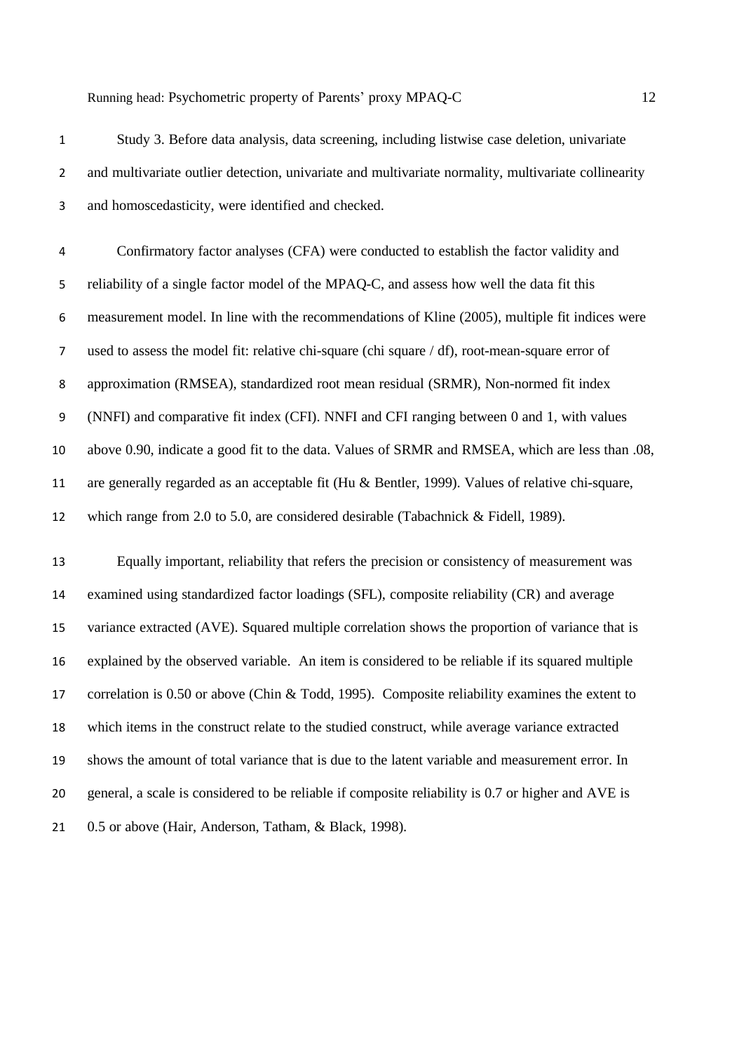Study 3. Before data analysis, data screening, including listwise case deletion, univariate and multivariate outlier detection, univariate and multivariate normality, multivariate collinearity and homoscedasticity, were identified and checked.

Confirmatory factor analyses (CFA) were conducted to establish the factor validity and reliability of a single factor model of the MPAQ-C, and assess how well the data fit this measurement model. In line with the recommendations of Kline (2005), multiple fit indices were used to assess the model fit: relative chi-square (chi square / df), root-mean-square error of approximation (RMSEA), standardized root mean residual (SRMR), Non-normed fit index (NNFI) and comparative fit index (CFI). NNFI and CFI ranging between 0 and 1, with values above 0.90, indicate a good fit to the data. Values of SRMR and RMSEA, which are less than .08, are generally regarded as an acceptable fit (Hu & Bentler, 1999). Values of relative chi-square, which range from 2.0 to 5.0, are considered desirable (Tabachnick & Fidell, 1989).

Equally important, reliability that refers the precision or consistency of measurement was examined using standardized factor loadings (SFL), composite reliability (CR) and average variance extracted (AVE). Squared multiple correlation shows the proportion of variance that is explained by the observed variable. An item is considered to be reliable if its squared multiple correlation is 0.50 or above (Chin & Todd, 1995). Composite reliability examines the extent to which items in the construct relate to the studied construct, while average variance extracted shows the amount of total variance that is due to the latent variable and measurement error. In general, a scale is considered to be reliable if composite reliability is 0.7 or higher and AVE is 0.5 or above (Hair, Anderson, Tatham, & Black, 1998).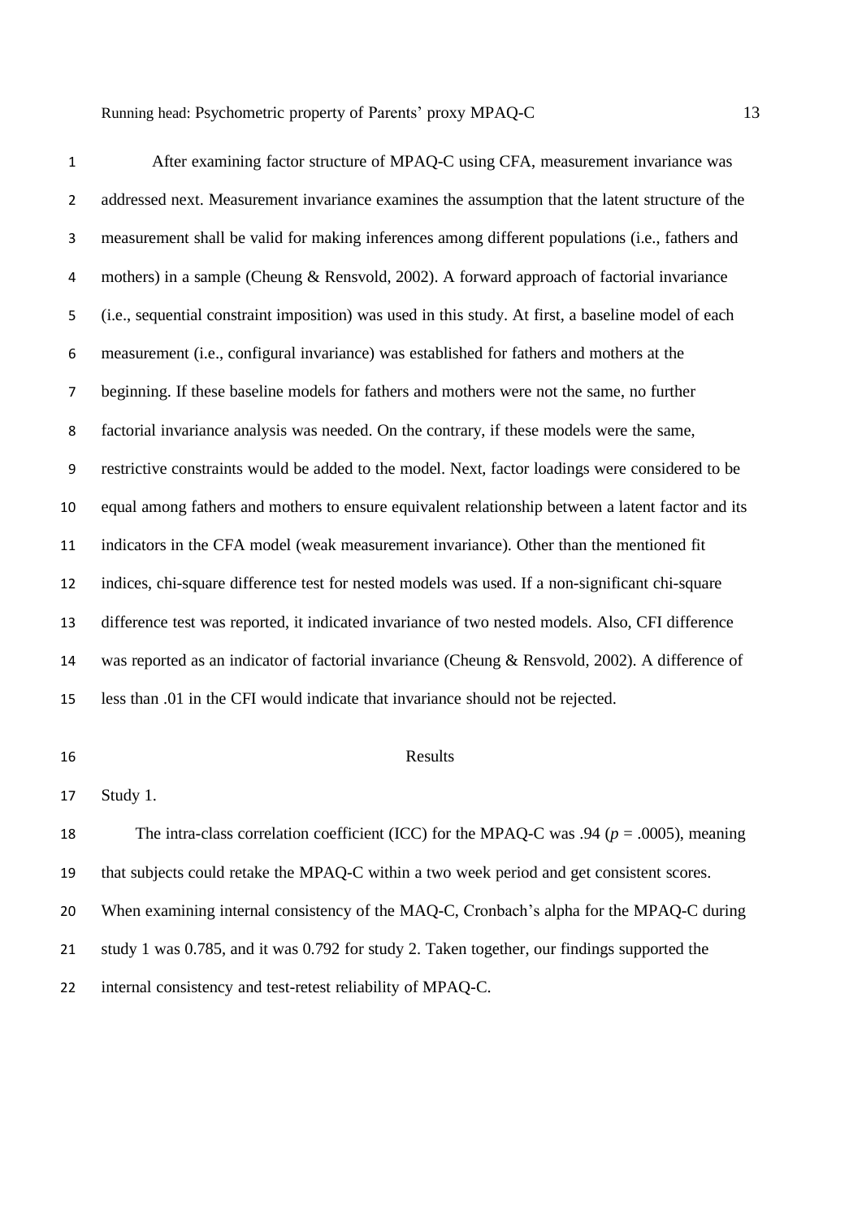After examining factor structure of MPAQ-C using CFA, measurement invariance was addressed next. Measurement invariance examines the assumption that the latent structure of the measurement shall be valid for making inferences among different populations (i.e., fathers and mothers) in a sample (Cheung & Rensvold, 2002). A forward approach of factorial invariance (i.e., sequential constraint imposition) was used in this study. At first, a baseline model of each measurement (i.e., configural invariance) was established for fathers and mothers at the beginning. If these baseline models for fathers and mothers were not the same, no further factorial invariance analysis was needed. On the contrary, if these models were the same, restrictive constraints would be added to the model. Next, factor loadings were considered to be equal among fathers and mothers to ensure equivalent relationship between a latent factor and its indicators in the CFA model (weak measurement invariance). Other than the mentioned fit indices, chi-square difference test for nested models was used. If a non-significant chi-square difference test was reported, it indicated invariance of two nested models. Also, CFI difference was reported as an indicator of factorial invariance (Cheung & Rensvold, 2002). A difference of less than .01 in the CFI would indicate that invariance should not be rejected.

# Results

Study 1.

The intra-class correlation coefficient (ICC) for the MPAQ-C was .94 ($p$ = .0005), meaning that subjects could retake the MPAQ-C within a two week period and get consistent scores. When examining internal consistency of the MAQ-C, Cronbach's alpha for the MPAQ-C during study 1 was 0.785, and it was 0.792 for study 2. Taken together, our findings supported the internal consistency and test-retest reliability of MPAQ-C.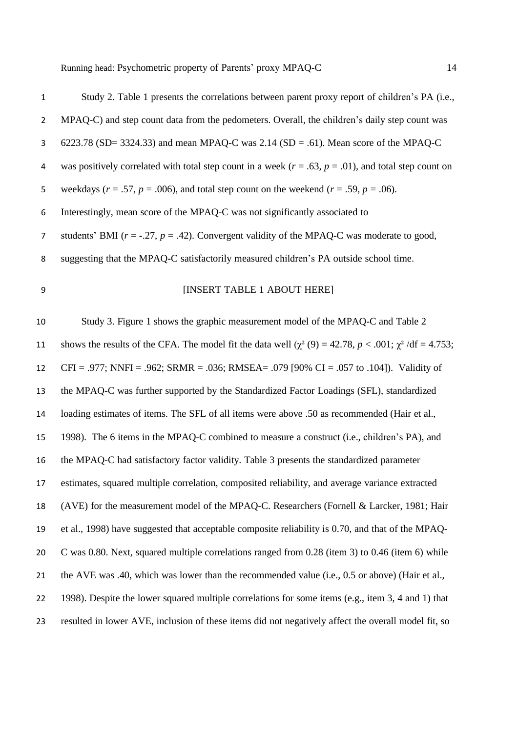Study 2. Table 1 presents the correlations between parent proxy report of children's PA (i.e., MPAQ-C) and step count data from the pedometers. Overall, the children's daily step count was 6223.78 (SD= 3324.33) and mean MPAQ-C was 2.14 (SD = .61). Mean score of the MPAQ-C was positively correlated with total step count in a week ($r$ = .63, $p$ = .01), and total step count on weekdays ($r$ = .57, $p$ = .006), and total step count on the weekend ($r$ = .59, $p$ = .06). Interestingly, mean score of the MPAQ-C was not significantly associated to students' BMI ($r$ = -.27, $p$ = .42). Convergent validity of the MPAQ-C was moderate to good, suggesting that the MPAQ-C satisfactorily measured children's PA outside school time.

[INSERT TABLE 1 ABOUT HERE]

Study 3. Figure 1 shows the graphic measurement model of the MPAQ-C and Table 2 shows the results of the CFA. The model fit the data well ($\chi^2$ (9) = 42.78, $p$ < .001; $\chi^2$ /df = 4.753; CFI = .977; NNFI = .962; SRMR = .036; RMSEA= .079 [90% CI = .057 to .104]). Validity of the MPAQ-C was further supported by the Standardized Factor Loadings (SFL), standardized loading estimates of items. The SFL of all items were above .50 as recommended (Hair et al., 1998). The 6 items in the MPAQ-C combined to measure a construct (i.e., children's PA), and the MPAQ-C had satisfactory factor validity. Table 3 presents the standardized parameter estimates, squared multiple correlation, composited reliability, and average variance extracted (AVE) for the measurement model of the MPAQ-C. Researchers (Fornell & Larcker, 1981; Hair et al., 1998) have suggested that acceptable composite reliability is 0.70, and that of the MPAQ-C was 0.80. Next, squared multiple correlations ranged from 0.28 (item 3) to 0.46 (item 6) while the AVE was .40, which was lower than the recommended value (i.e., 0.5 or above) (Hair et al., 1998). Despite the lower squared multiple correlations for some items (e.g., item 3, 4 and 1) that resulted in lower AVE, inclusion of these items did not negatively affect the overall model fit, so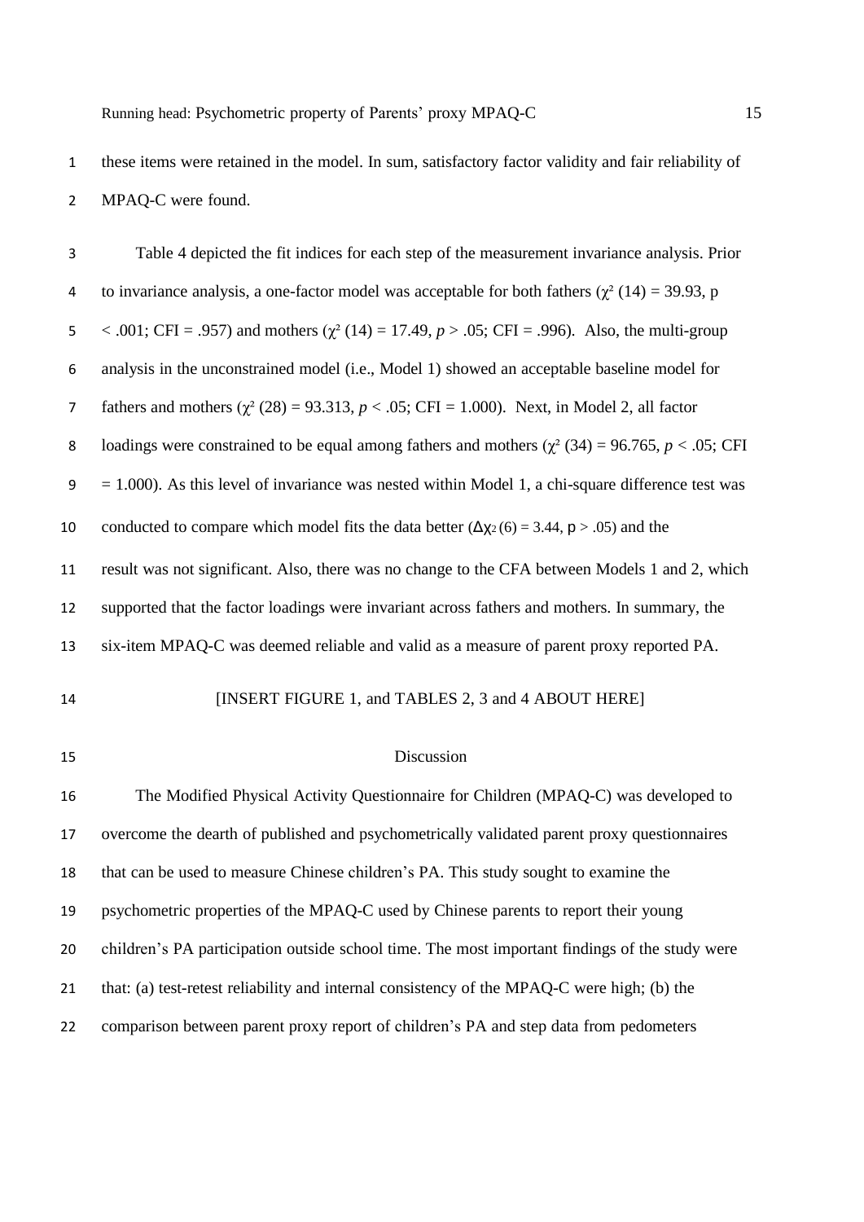these items were retained in the model. In sum, satisfactory factor validity and fair reliability of MPAQ-C were found.

Table 4 depicted the fit indices for each step of the measurement invariance analysis. Prior to invariance analysis, a one-factor model was acceptable for both fathers ($\chi^2$ (14) = 39.93, p < .001; CFI = .957) and mothers ($\chi^2$ (14) = 17.49, $p$ > .05; CFI = .996). Also, the multi-group analysis in the unconstrained model (i.e., Model 1) showed an acceptable baseline model for fathers and mothers ($\chi^2$ (28) = 93.313, $p$ < .05; CFI = 1.000). Next, in Model 2, all factor loadings were constrained to be equal among fathers and mothers ($\chi^2$ (34) = 96.765, $p$ < .05; CFI = 1.000). As this level of invariance was nested within Model 1, a chi-square difference test was conducted to compare which model fits the data better ($\Delta\chi^2$ (6) = 3.44, p > .05) and the result was not significant. Also, there was no change to the CFA between Models 1 and 2, which supported that the factor loadings were invariant across fathers and mothers. In summary, the six-item MPAQ-C was deemed reliable and valid as a measure of parent proxy reported PA.

[INSERT FIGURE 1, and TABLES 2, 3 and 4 ABOUT HERE]

## Discussion

The Modified Physical Activity Questionnaire for Children (MPAQ-C) was developed to overcome the dearth of published and psychometrically validated parent proxy questionnaires that can be used to measure Chinese children's PA. This study sought to examine the psychometric properties of the MPAQ-C used by Chinese parents to report their young children's PA participation outside school time. The most important findings of the study were that: (a) test-retest reliability and internal consistency of the MPAQ-C were high; (b) the comparison between parent proxy report of children's PA and step data from pedometers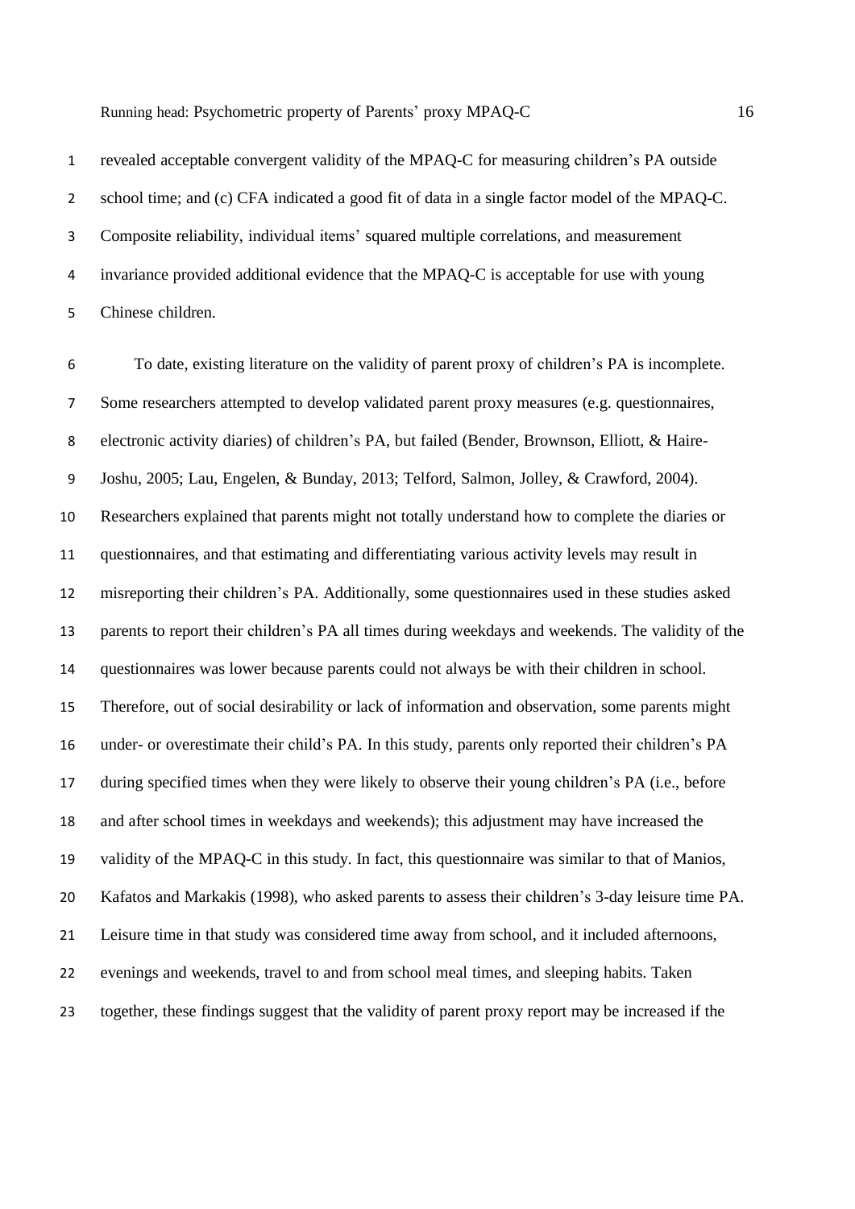revealed acceptable convergent validity of the MPAQ-C for measuring children's PA outside school time; and (c) CFA indicated a good fit of data in a single factor model of the MPAQ-C. Composite reliability, individual items' squared multiple correlations, and measurement invariance provided additional evidence that the MPAQ-C is acceptable for use with young Chinese children.

To date, existing literature on the validity of parent proxy of children's PA is incomplete. Some researchers attempted to develop validated parent proxy measures (e.g. questionnaires, electronic activity diaries) of children's PA, but failed (Bender, Brownson, Elliott, & Haire-Joshu, 2005; Lau, Engelen, & Bunday, 2013; Telford, Salmon, Jolley, & Crawford, 2004). Researchers explained that parents might not totally understand how to complete the diaries or questionnaires, and that estimating and differentiating various activity levels may result in misreporting their children's PA. Additionally, some questionnaires used in these studies asked parents to report their children's PA all times during weekdays and weekends. The validity of the questionnaires was lower because parents could not always be with their children in school. Therefore, out of social desirability or lack of information and observation, some parents might under- or overestimate their child's PA. In this study, parents only reported their children's PA during specified times when they were likely to observe their young children's PA (i.e., before and after school times in weekdays and weekends); this adjustment may have increased the validity of the MPAQ-C in this study. In fact, this questionnaire was similar to that of Manios, Kafatos and Markakis (1998), who asked parents to assess their children's 3-day leisure time PA. Leisure time in that study was considered time away from school, and it included afternoons, evenings and weekends, travel to and from school meal times, and sleeping habits. Taken together, these findings suggest that the validity of parent proxy report may be increased if the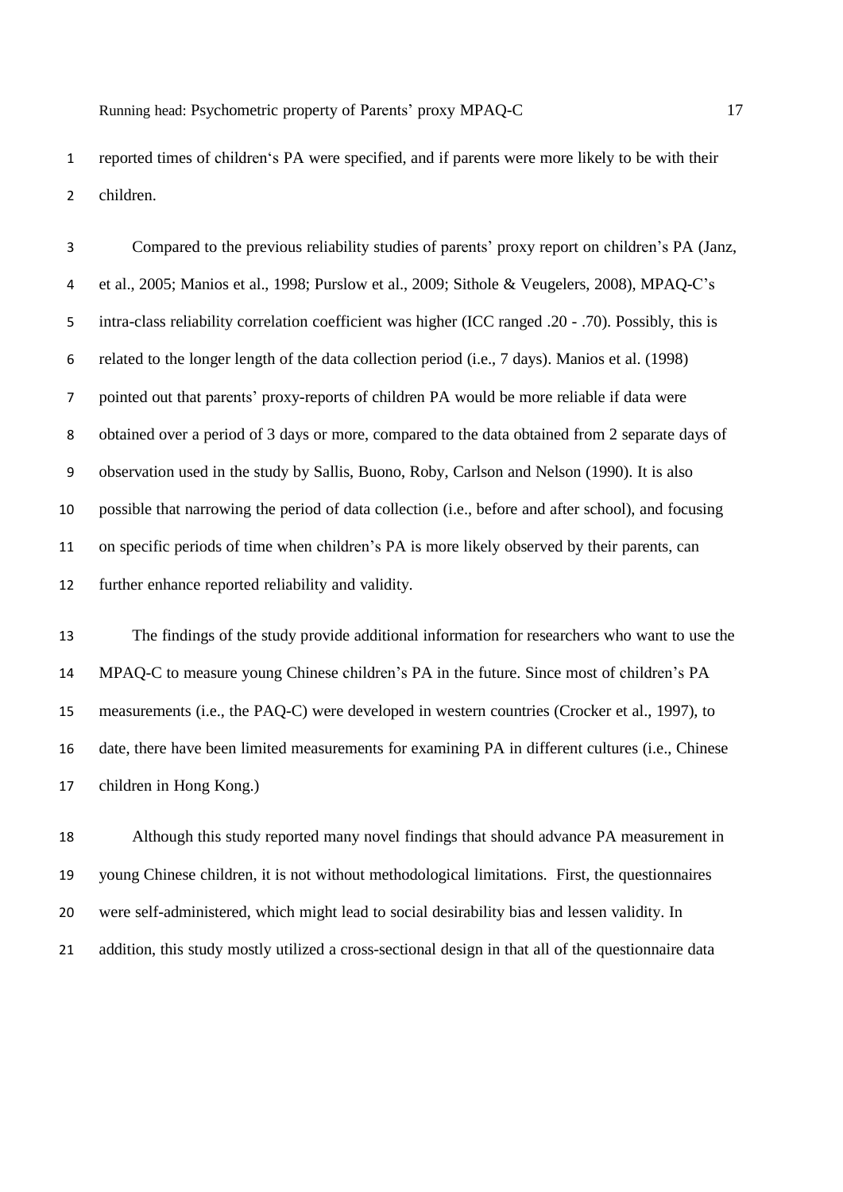reported times of children's PA were specified, and if parents were more likely to be with their children.

Compared to the previous reliability studies of parents' proxy report on children's PA (Janz, et al., 2005; Manios et al., 1998; Purslow et al., 2009; Sithole & Veugelers, 2008), MPAQ-C's intra-class reliability correlation coefficient was higher (ICC ranged .20 - .70). Possibly, this is related to the longer length of the data collection period (i.e., 7 days). Manios et al. (1998) pointed out that parents' proxy-reports of children PA would be more reliable if data were obtained over a period of 3 days or more, compared to the data obtained from 2 separate days of observation used in the study by Sallis, Buono, Roby, Carlson and Nelson (1990). It is also possible that narrowing the period of data collection (i.e., before and after school), and focusing on specific periods of time when children's PA is more likely observed by their parents, can further enhance reported reliability and validity.

The findings of the study provide additional information for researchers who want to use the MPAQ-C to measure young Chinese children's PA in the future. Since most of children's PA measurements (i.e., the PAQ-C) were developed in western countries (Crocker et al., 1997), to date, there have been limited measurements for examining PA in different cultures (i.e., Chinese children in Hong Kong.)

Although this study reported many novel findings that should advance PA measurement in young Chinese children, it is not without methodological limitations. First, the questionnaires were self-administered, which might lead to social desirability bias and lessen validity. In addition, this study mostly utilized a cross-sectional design in that all of the questionnaire data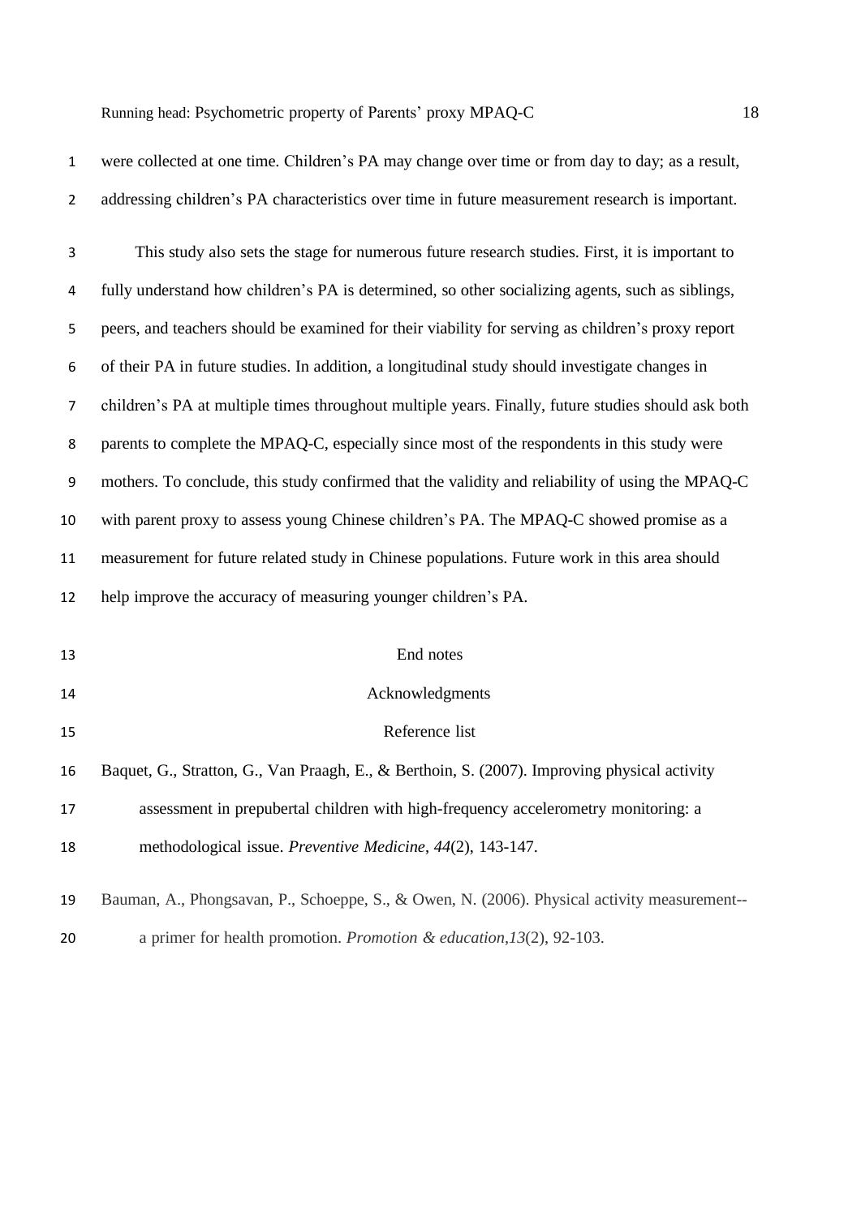were collected at one time. Children's PA may change over time or from day to day; as a result, addressing children's PA characteristics over time in future measurement research is important.

This study also sets the stage for numerous future research studies. First, it is important to fully understand how children's PA is determined, so other socializing agents, such as siblings, peers, and teachers should be examined for their viability for serving as children's proxy report of their PA in future studies. In addition, a longitudinal study should investigate changes in children's PA at multiple times throughout multiple years. Finally, future studies should ask both parents to complete the MPAQ-C, especially since most of the respondents in this study were mothers. To conclude, this study confirmed that the validity and reliability of using the MPAQ-C with parent proxy to assess young Chinese children's PA. The MPAQ-C showed promise as a measurement for future related study in Chinese populations. Future work in this area should help improve the accuracy of measuring younger children's PA.

## End notes

## Acknowledgments

## Reference list

Baquet, G., Stratton, G., Van Praagh, E., & Berthoin, S. (2007). Improving physical activity assessment in prepubertal children with high-frequency accelerometry monitoring: a methodological issue. *Preventive Medicine*, *44*(2), 143-147.

Bauman, A., Phongsavan, P., Schoeppe, S., & Owen, N. (2006). Physical activity measurement--a primer for health promotion. *Promotion & education*,*13*(2), 92-103.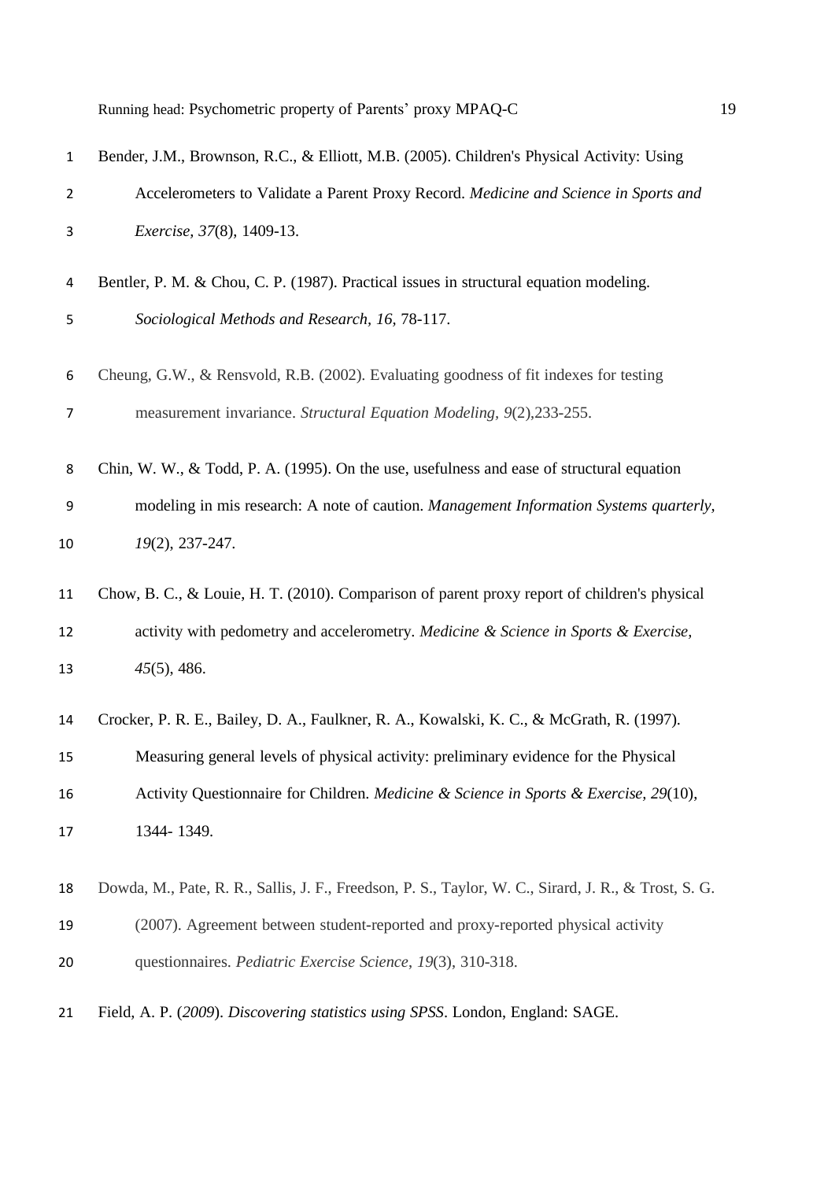Bender, J.M., Brownson, R.C., & Elliott, M.B. (2005). Children's Physical Activity: Using Accelerometers to Validate a Parent Proxy Record. *Medicine and Science in Sports and Exercise, 37*(8), 1409-13.

Bentler, P. M. & Chou, C. P. (1987). Practical issues in structural equation modeling. *Sociological Methods and Research, 16,* 78-117.

Cheung, G.W., & Rensvold, R.B. (2002). Evaluating goodness of fit indexes for testing measurement invariance. *Structural Equation Modeling, 9*(2),233-255.

Chin, W. W., & Todd, P. A. (1995). On the use, usefulness and ease of structural equation modeling in mis research: A note of caution. *Management Information Systems quarterly, 19*(2), 237-247.

Chow, B. C., & Louie, H. T. (2010). Comparison of parent proxy report of children's physical activity with pedometry and accelerometry. *Medicine & Science in Sports & Exercise, 45*(5), 486.

Crocker, P. R. E., Bailey, D. A., Faulkner, R. A., Kowalski, K. C., & McGrath, R. (1997). Measuring general levels of physical activity: preliminary evidence for the Physical Activity Questionnaire for Children. *Medicine & Science in Sports & Exercise, 29*(10), 1344- 1349.

Dowda, M., Pate, R. R., Sallis, J. F., Freedson, P. S., Taylor, W. C., Sirard, J. R., & Trost, S. G. (2007). Agreement between student-reported and proxy-reported physical activity questionnaires. *Pediatric Exercise Science*, *19*(3), 310-318.

Field, A. P. (*2009*). *Discovering statistics using SPSS*. London, England: SAGE.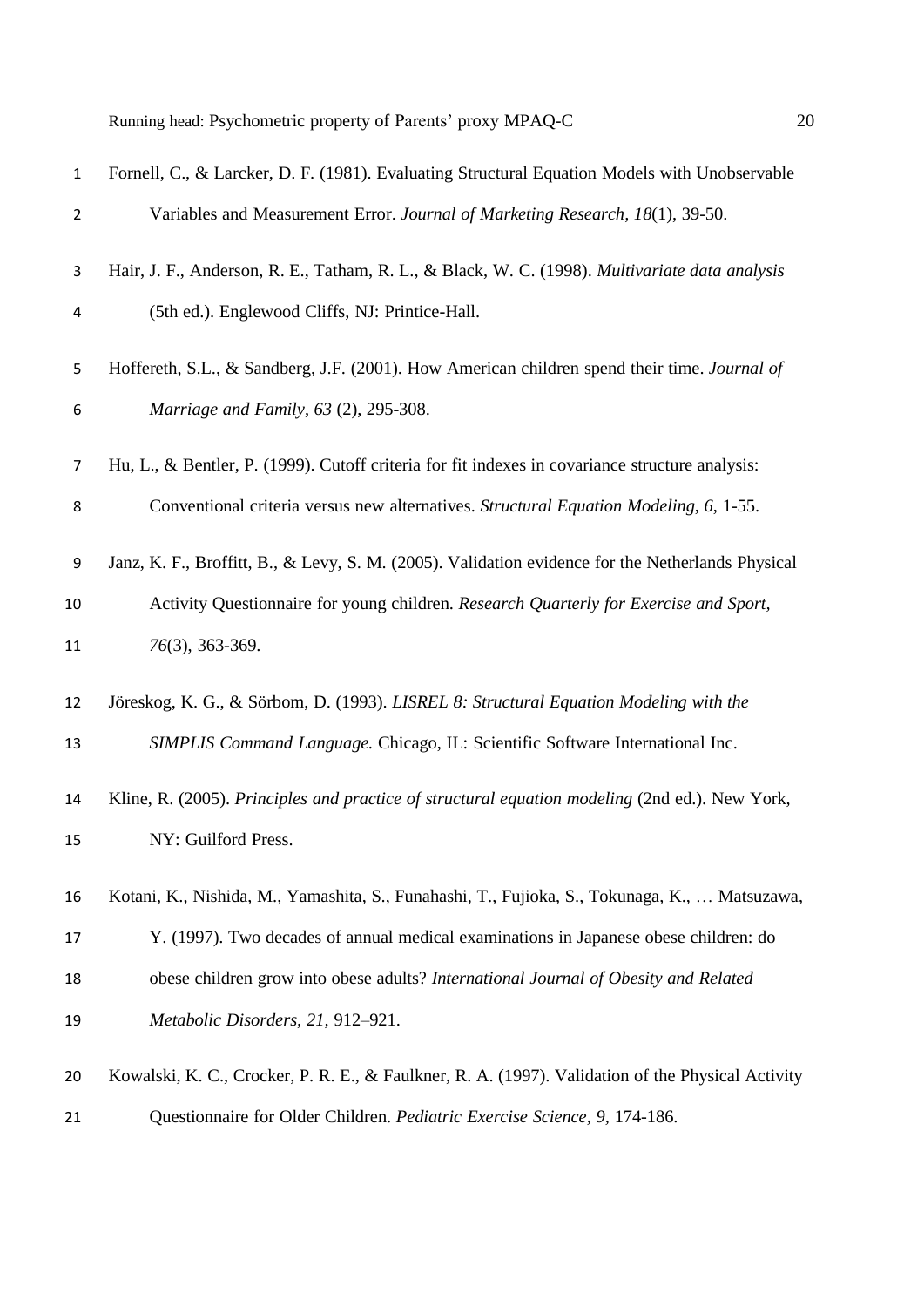Fornell, C., & Larcker, D. F. (1981). Evaluating Structural Equation Models with Unobservable Variables and Measurement Error. *Journal of Marketing Research, 18*(1), 39-50.

Hair, J. F., Anderson, R. E., Tatham, R. L., & Black, W. C. (1998). *Multivariate data analysis* (5th ed.). Englewood Cliffs, NJ: Printice-Hall.

Hoffereth, S.L., & Sandberg, J.F. (2001). How American children spend their time. *Journal of Marriage and Family*, *63* (2), 295-308.

Hu, L., & Bentler, P. (1999). Cutoff criteria for fit indexes in covariance structure analysis: Conventional criteria versus new alternatives. *Structural Equation Modeling*, *6*, 1-55.

Janz, K. F., Broffitt, B., & Levy, S. M. (2005). Validation evidence for the Netherlands Physical Activity Questionnaire for young children. *Research Quarterly for Exercise and Sport*, *76*(3), 363-369.

Jöreskog, K. G., & Sörbom, D. (1993). *LISREL 8: Structural Equation Modeling with the SIMPLIS Command Language.* Chicago, IL: Scientific Software International Inc.

Kline, R. (2005). *Principles and practice of structural equation modeling* (2nd ed.). New York, NY: Guilford Press.

Kotani, K., Nishida, M., Yamashita, S., Funahashi, T., Fujioka, S., Tokunaga, K., … Matsuzawa, Y. (1997). Two decades of annual medical examinations in Japanese obese children: do obese children grow into obese adults? *International Journal of Obesity and Related Metabolic Disorders, 21,* 912–921.

Kowalski, K. C., Crocker, P. R. E., & Faulkner, R. A. (1997). Validation of the Physical Activity Questionnaire for Older Children. *Pediatric Exercise Science, 9,* 174-186.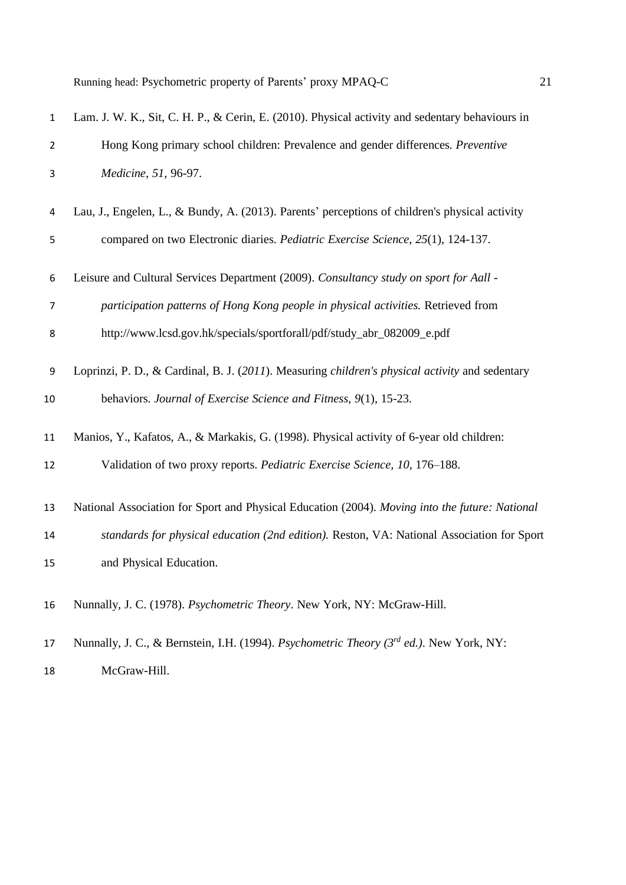Lam. J. W. K., Sit, C. H. P., & Cerin, E. (2010). Physical activity and sedentary behaviours in Hong Kong primary school children: Prevalence and gender differences. *Preventive Medicine, 51*, 96-97.

Lau, J., Engelen, L., & Bundy, A. (2013). Parents' perceptions of children's physical activity compared on two Electronic diaries. *Pediatric Exercise Science, 25*(1), 124-137.

Leisure and Cultural Services Department (2009). *Consultancy study on sport for Aall - participation patterns of Hong Kong people in physical activities.* Retrieved from http://www.lcsd.gov.hk/specials/sportforall/pdf/study_abr_082009_e.pdf

Loprinzi, P. D., & Cardinal, B. J. (*2011*). Measuring *children's physical activity* and sedentary behaviors. *Journal of Exercise Science and Fitness*, *9*(1), 15-23.

Manios, Y., Kafatos, A., & Markakis, G. (1998). Physical activity of 6-year old children: Validation of two proxy reports. *Pediatric Exercise Science, 10*, 176–188.

National Association for Sport and Physical Education (2004). *Moving into the future: National standards for physical education (2nd edition).* Reston, VA: National Association for Sport and Physical Education.

Nunnally, J. C. (1978). *Psychometric Theory*. New York, NY: McGraw-Hill.

Nunnally, J. C., & Bernstein, I.H. (1994). *Psychometric Theory (3rd ed.)*. New York, NY: McGraw-Hill.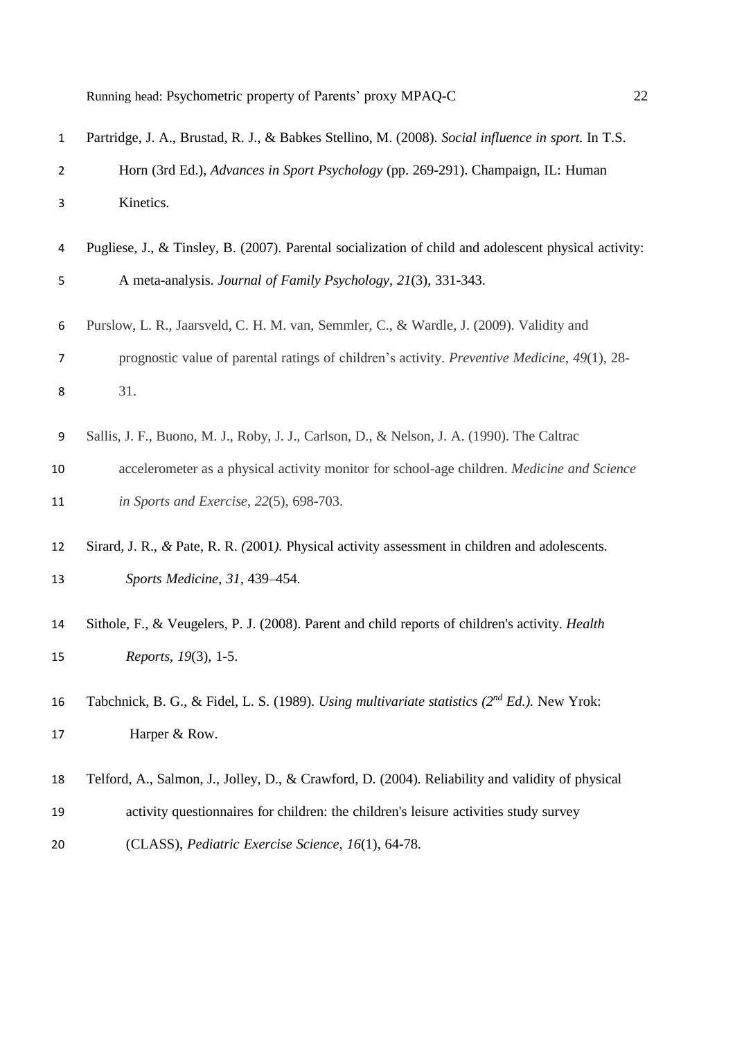Partridge, J. A., Brustad, R. J., & Babkes Stellino, M. (2008). *Social influence in sport.* In T.S. Horn (3rd Ed.), *Advances in Sport Psychology* (pp. 269-291). Champaign, IL: Human Kinetics.

Pugliese, J., & Tinsley, B. (2007). Parental socialization of child and adolescent physical activity: A meta-analysis. *Journal of Family Psychology*, *21*(3), 331-343.

Purslow, L. R., Jaarsveld, C. H. M. van, Semmler, C., & Wardle, J. (2009). Validity and prognostic value of parental ratings of children's activity. *Preventive Medicine*, *49*(1), 28-31.

Sallis, J. F., Buono, M. J., Roby, J. J., Carlson, D., & Nelson, J. A. (1990). The Caltrac accelerometer as a physical activity monitor for school-age children. *Medicine and Science in Sports and Exercise*, *22*(5), 698-703.

Sirard, J. R., & Pate, R. R. (2001). Physical activity assessment in children and adolescents. *Sports Medicine, 31*, 439–454.

Sithole, F., & Veugelers, P. J. (2008). Parent and child reports of children's activity. *Health Reports*, *19*(3), 1-5.

Tabchnick, B. G., & Fidel, L. S. (1989). *Using multivariate statistics (2nd Ed.).* New Yrok: Harper & Row.

Telford, A., Salmon, J., Jolley, D., & Crawford, D. (2004). Reliability and validity of physical activity questionnaires for children: the children's leisure activities study survey (CLASS), *Pediatric Exercise Science*, *16*(1), 64-78.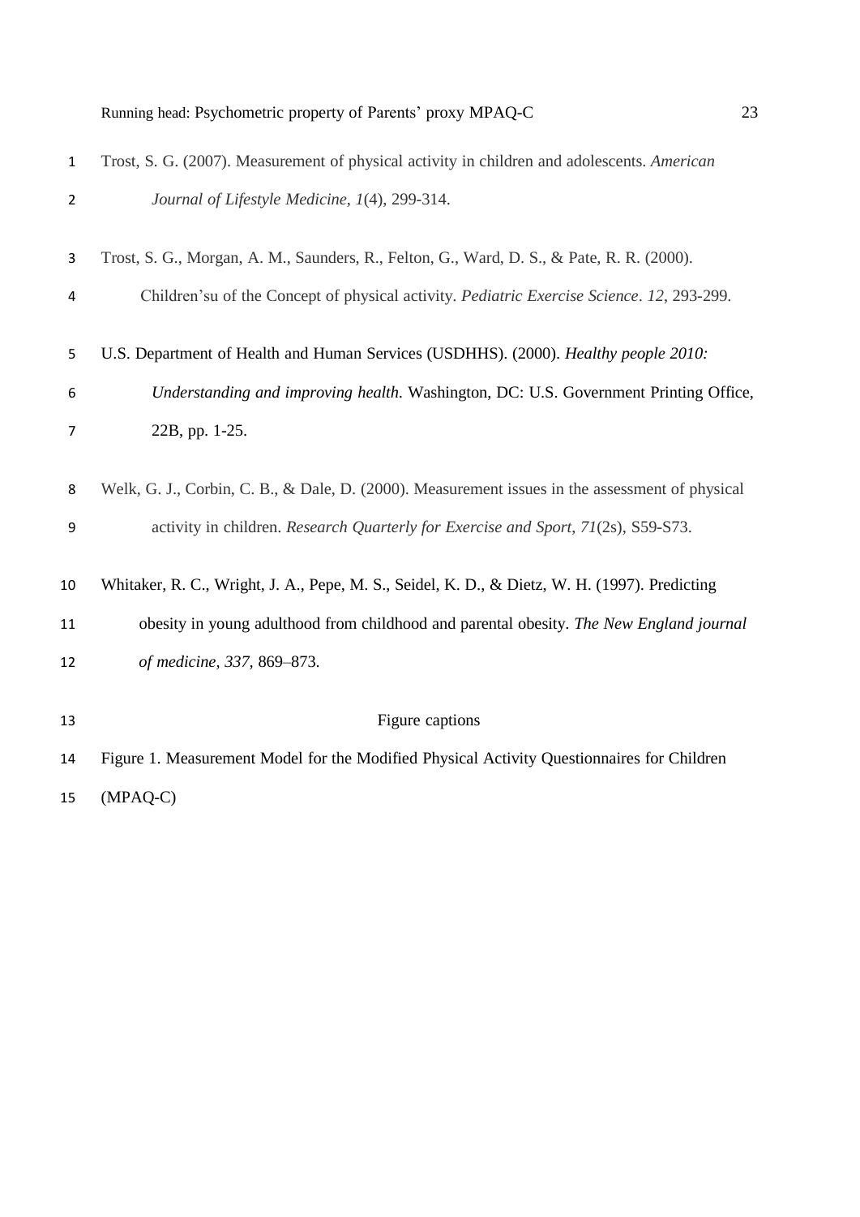Trost, S. G. (2007). Measurement of physical activity in children and adolescents. *American Journal of Lifestyle Medicine*, *1*(4), 299-314.

Trost, S. G., Morgan, A. M., Saunders, R., Felton, G., Ward, D. S., & Pate, R. R. (2000). Children'su of the Concept of physical activity. *Pediatric Exercise Science*. *12*, 293-299.

U.S. Department of Health and Human Services (USDHHS). (2000). *Healthy people 2010: Understanding and improving health*. Washington, DC: U.S. Government Printing Office, 22B, pp. 1-25.

Welk, G. J., Corbin, C. B., & Dale, D. (2000). Measurement issues in the assessment of physical activity in children. *Research Quarterly for Exercise and Sport*, *71*(2s), S59-S73.

Whitaker, R. C., Wright, J. A., Pepe, M. S., Seidel, K. D., & Dietz, W. H. (1997). Predicting obesity in young adulthood from childhood and parental obesity. *The New England journal of medicine*, *337*, 869–873.

## Figure captions

Figure 1. Measurement Model for the Modified Physical Activity Questionnaires for Children (MPAQ-C)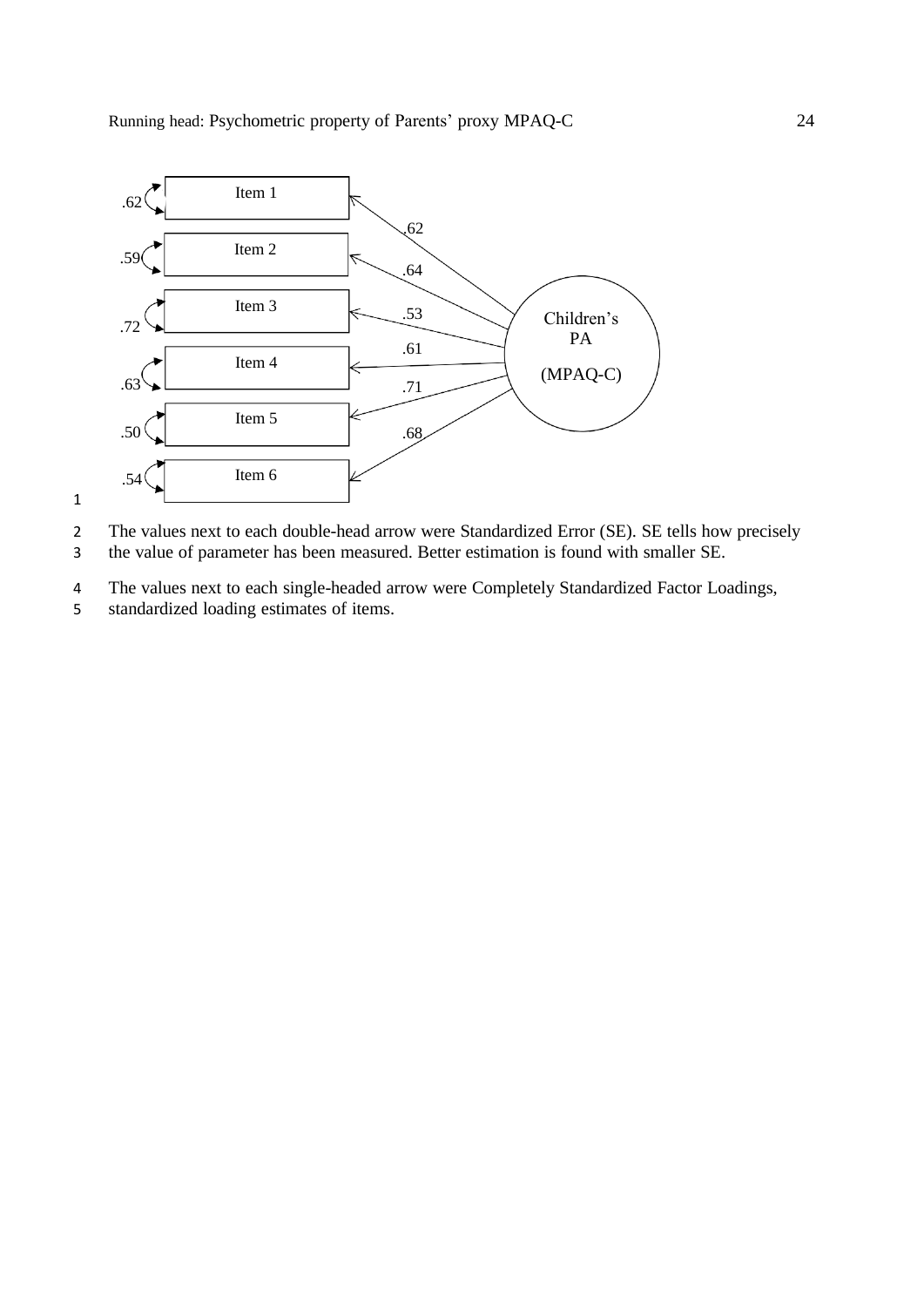Item 1

Item 2

Item 3

Item 4

Item 5

Item 6

.62

.59

.72

.63

.50

.54

.62

.64

.53

.61

.71

.68

Children's PA (MPAQ-C)

The values next to each double-head arrow were Standardized Error (SE). SE tells how precisely the value of parameter has been measured. Better estimation is found with smaller SE.

The values next to each single-headed arrow were Completely Standardized Factor Loadings, standardized loading estimates of items.